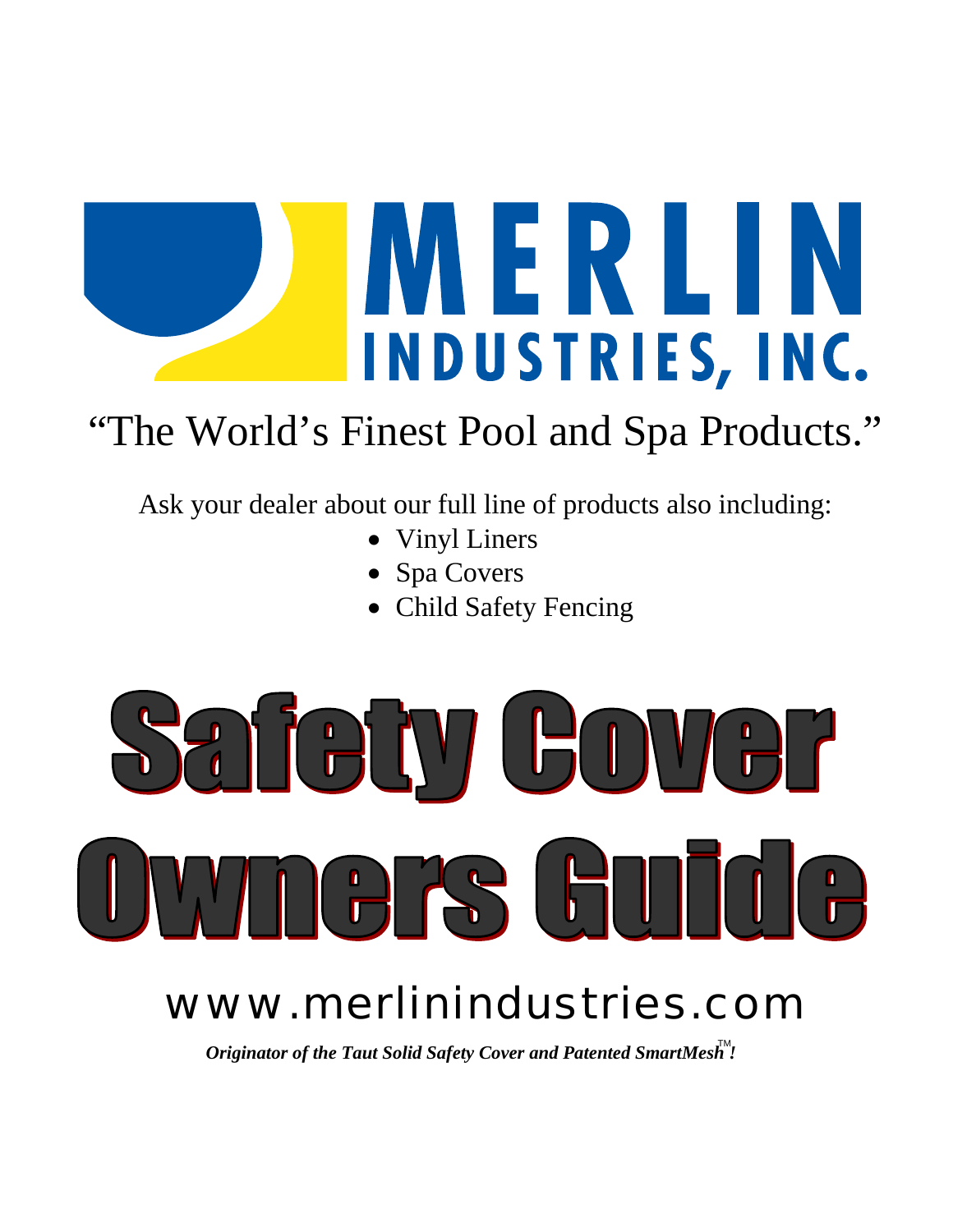# MERLIN INDUSTRIES, INC.

"The World's Finest Pool and Spa Products."

Ask your dealer about our full line of products also including:

- Vinyl Liners
- Spa Covers
- Child Safety Fencing

# Safety Cover Owners Guide

www.merlinindustries.com

***Originator of the Taut Solid Safety Cover and Patented SmartMesh™!***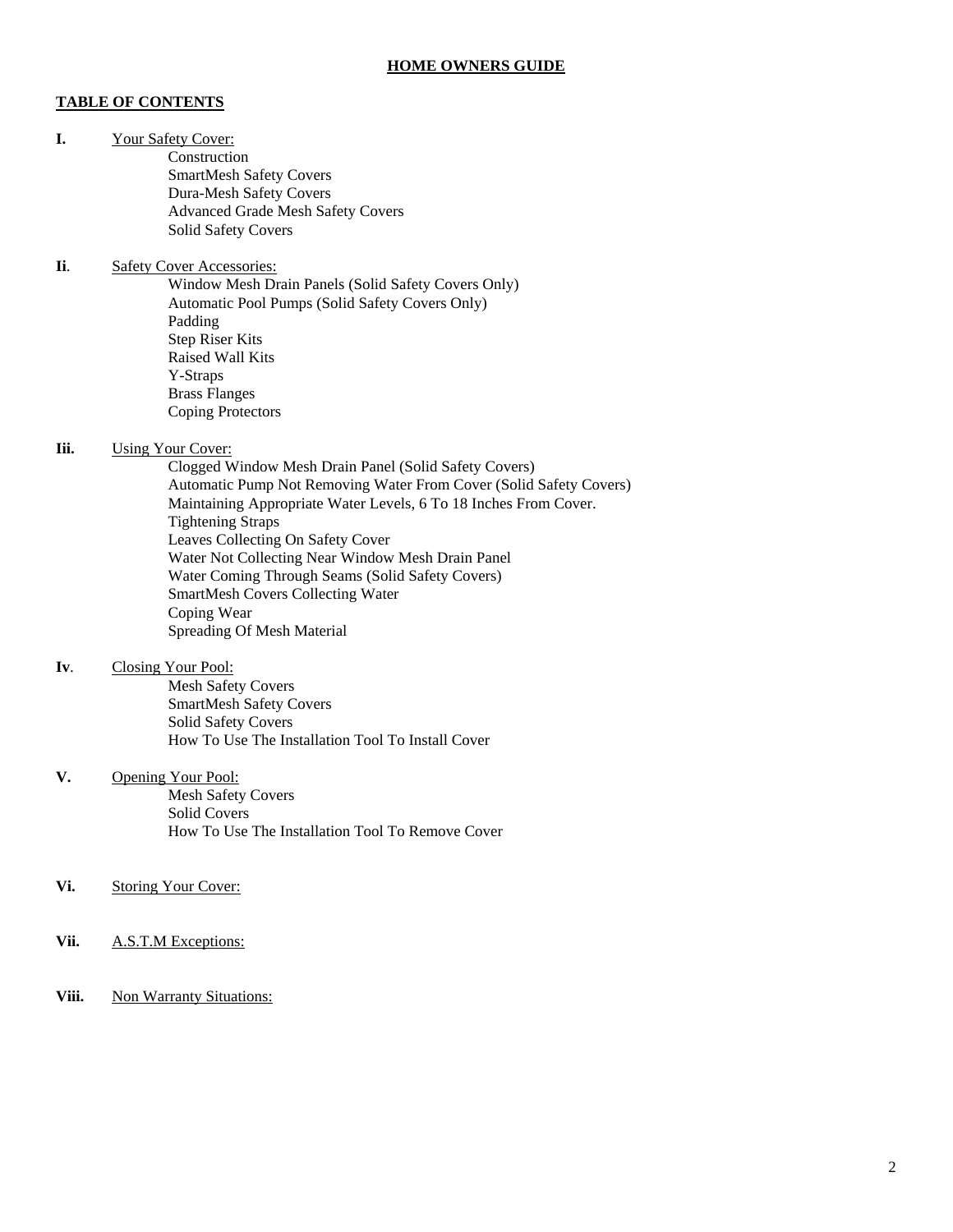**HOME OWNERS GUIDE**

**TABLE OF CONTENTS**

**I.** Your Safety Cover:
- Construction
- SmartMesh Safety Covers
- Dura-Mesh Safety Covers
- Advanced Grade Mesh Safety Covers
- Solid Safety Covers

**Ii**. Safety Cover Accessories:
- Window Mesh Drain Panels (Solid Safety Covers Only)
- Automatic Pool Pumps (Solid Safety Covers Only)
- Padding
- Step Riser Kits
- Raised Wall Kits
- Y-Straps
- Brass Flanges
- Coping Protectors

**Iii.** Using Your Cover:
- Clogged Window Mesh Drain Panel (Solid Safety Covers)
- Automatic Pump Not Removing Water From Cover (Solid Safety Covers)
- Maintaining Appropriate Water Levels, 6 To 18 Inches From Cover.
- Tightening Straps
- Leaves Collecting On Safety Cover
- Water Not Collecting Near Window Mesh Drain Panel
- Water Coming Through Seams (Solid Safety Covers)
- SmartMesh Covers Collecting Water
- Coping Wear
- Spreading Of Mesh Material

**Iv**. Closing Your Pool:
- Mesh Safety Covers
- SmartMesh Safety Covers
- Solid Safety Covers
- How To Use The Installation Tool To Install Cover

**V.** Opening Your Pool:
- Mesh Safety Covers
- Solid Covers
- How To Use The Installation Tool To Remove Cover

**Vi.** Storing Your Cover:

**Vii.** A.S.T.M Exceptions:

**Viii.** Non Warranty Situations: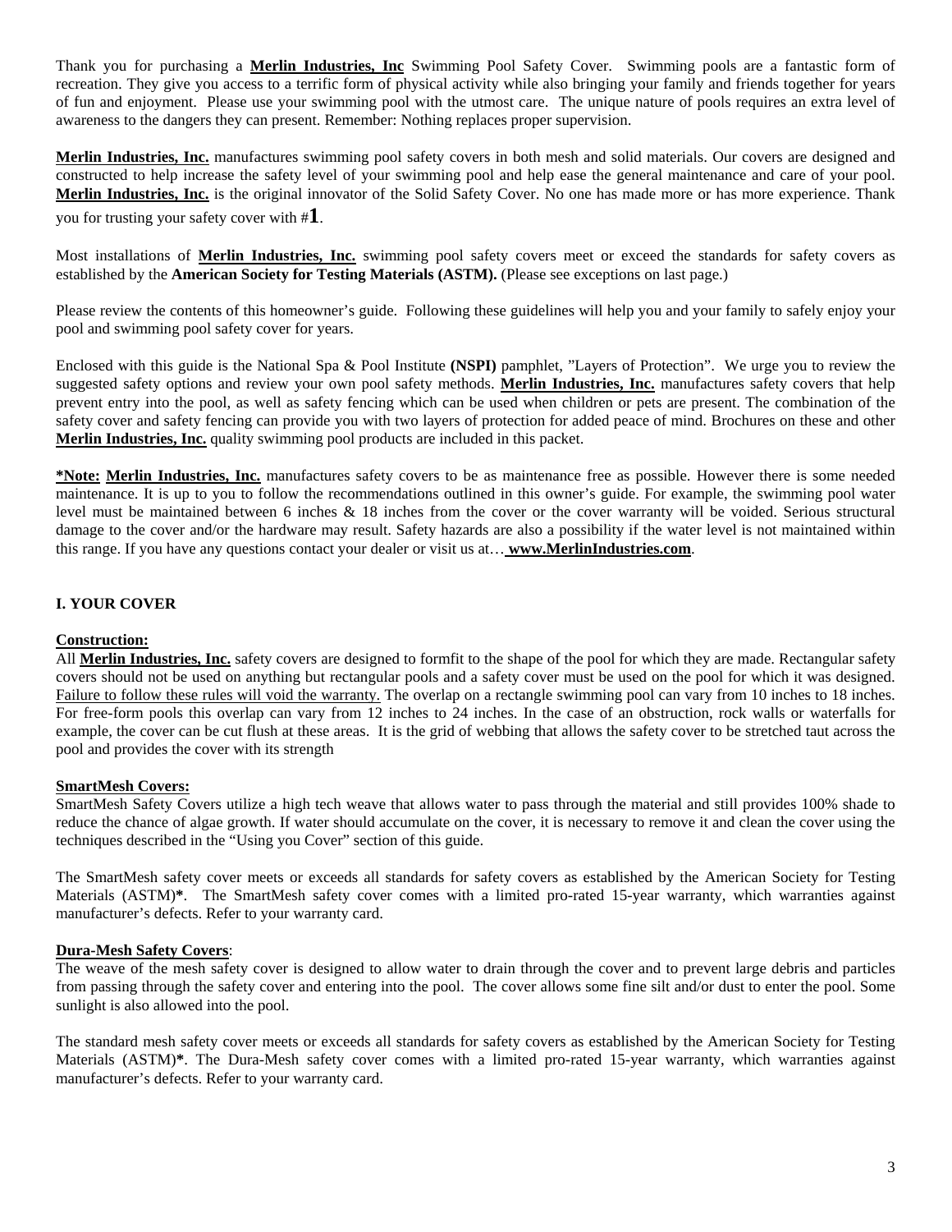Thank you for purchasing a **Merlin Industries, Inc** Swimming Pool Safety Cover. Swimming pools are a fantastic form of recreation. They give you access to a terrific form of physical activity while also bringing your family and friends together for years of fun and enjoyment. Please use your swimming pool with the utmost care. The unique nature of pools requires an extra level of awareness to the dangers they can present. Remember: Nothing replaces proper supervision.

**Merlin Industries, Inc.** manufactures swimming pool safety covers in both mesh and solid materials. Our covers are designed and constructed to help increase the safety level of your swimming pool and help ease the general maintenance and care of your pool. **Merlin Industries, Inc.** is the original innovator of the Solid Safety Cover. No one has made more or has more experience. Thank you for trusting your safety cover with #**1**.

Most installations of **Merlin Industries, Inc.** swimming pool safety covers meet or exceed the standards for safety covers as established by the **American Society for Testing Materials (ASTM).** (Please see exceptions on last page.)

Please review the contents of this homeowner's guide. Following these guidelines will help you and your family to safely enjoy your pool and swimming pool safety cover for years.

Enclosed with this guide is the National Spa & Pool Institute **(NSPI)** pamphlet, "Layers of Protection". We urge you to review the suggested safety options and review your own pool safety methods. **Merlin Industries, Inc.** manufactures safety covers that help prevent entry into the pool, as well as safety fencing which can be used when children or pets are present. The combination of the safety cover and safety fencing can provide you with two layers of protection for added peace of mind. Brochures on these and other **Merlin Industries, Inc.** quality swimming pool products are included in this packet.

**\*Note: Merlin Industries, Inc.** manufactures safety covers to be as maintenance free as possible. However there is some needed maintenance. It is up to you to follow the recommendations outlined in this owner's guide. For example, the swimming pool water level must be maintained between 6 inches & 18 inches from the cover or the cover warranty will be voided. Serious structural damage to the cover and/or the hardware may result. Safety hazards are also a possibility if the water level is not maintained within this range. If you have any questions contact your dealer or visit us at… **www.MerlinIndustries.com**.

## I. YOUR COVER

**Construction:**

All **Merlin Industries, Inc.** safety covers are designed to formfit to the shape of the pool for which they are made. Rectangular safety covers should not be used on anything but rectangular pools and a safety cover must be used on the pool for which it was designed. Failure to follow these rules will void the warranty. The overlap on a rectangle swimming pool can vary from 10 inches to 18 inches. For free-form pools this overlap can vary from 12 inches to 24 inches. In the case of an obstruction, rock walls or waterfalls for example, the cover can be cut flush at these areas. It is the grid of webbing that allows the safety cover to be stretched taut across the pool and provides the cover with its strength

**SmartMesh Covers:**

SmartMesh Safety Covers utilize a high tech weave that allows water to pass through the material and still provides 100% shade to reduce the chance of algae growth. If water should accumulate on the cover, it is necessary to remove it and clean the cover using the techniques described in the "Using you Cover" section of this guide.

The SmartMesh safety cover meets or exceeds all standards for safety covers as established by the American Society for Testing Materials (ASTM)**\***. The SmartMesh safety cover comes with a limited pro-rated 15-year warranty, which warranties against manufacturer's defects. Refer to your warranty card.

**Dura-Mesh Safety Covers**:

The weave of the mesh safety cover is designed to allow water to drain through the cover and to prevent large debris and particles from passing through the safety cover and entering into the pool. The cover allows some fine silt and/or dust to enter the pool. Some sunlight is also allowed into the pool.

The standard mesh safety cover meets or exceeds all standards for safety covers as established by the American Society for Testing Materials (ASTM)**\***. The Dura-Mesh safety cover comes with a limited pro-rated 15-year warranty, which warranties against manufacturer's defects. Refer to your warranty card.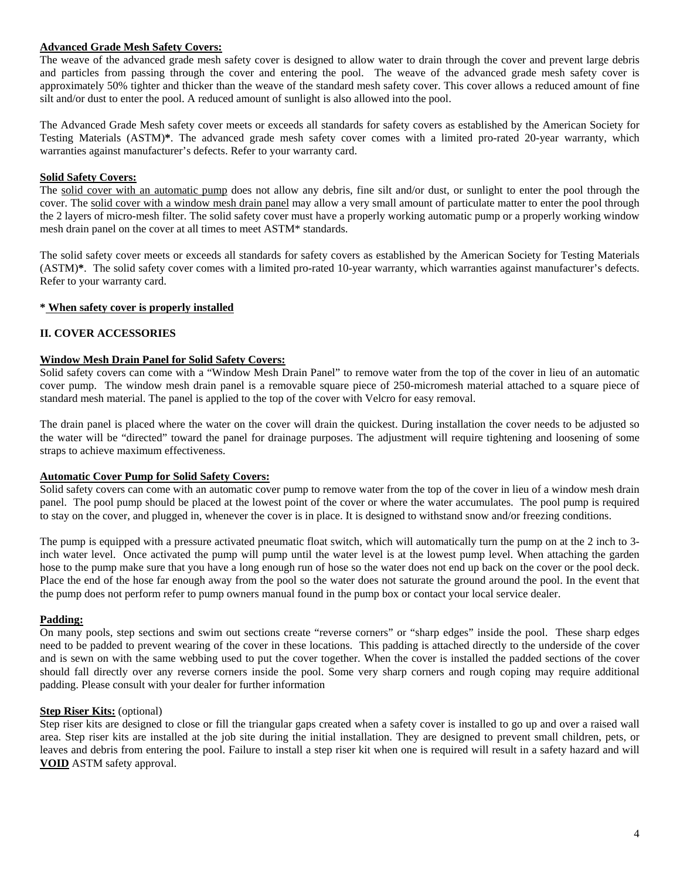**Advanced Grade Mesh Safety Covers:**
The weave of the advanced grade mesh safety cover is designed to allow water to drain through the cover and prevent large debris and particles from passing through the cover and entering the pool. The weave of the advanced grade mesh safety cover is approximately 50% tighter and thicker than the weave of the standard mesh safety cover. This cover allows a reduced amount of fine silt and/or dust to enter the pool. A reduced amount of sunlight is also allowed into the pool.

The Advanced Grade Mesh safety cover meets or exceeds all standards for safety covers as established by the American Society for Testing Materials (ASTM)**\***. The advanced grade mesh safety cover comes with a limited pro-rated 20-year warranty, which warranties against manufacturer's defects. Refer to your warranty card.

**Solid Safety Covers:**
The solid cover with an automatic pump does not allow any debris, fine silt and/or dust, or sunlight to enter the pool through the cover. The solid cover with a window mesh drain panel may allow a very small amount of particulate matter to enter the pool through the 2 layers of micro-mesh filter. The solid safety cover must have a properly working automatic pump or a properly working window mesh drain panel on the cover at all times to meet ASTM* standards.

The solid safety cover meets or exceeds all standards for safety covers as established by the American Society for Testing Materials (ASTM)**\***. The solid safety cover comes with a limited pro-rated 10-year warranty, which warranties against manufacturer's defects. Refer to your warranty card.

**\* When safety cover is properly installed**

## II. COVER ACCESSORIES

**Window Mesh Drain Panel for Solid Safety Covers:**
Solid safety covers can come with a "Window Mesh Drain Panel" to remove water from the top of the cover in lieu of an automatic cover pump. The window mesh drain panel is a removable square piece of 250-micromesh material attached to a square piece of standard mesh material. The panel is applied to the top of the cover with Velcro for easy removal.

The drain panel is placed where the water on the cover will drain the quickest. During installation the cover needs to be adjusted so the water will be "directed" toward the panel for drainage purposes. The adjustment will require tightening and loosening of some straps to achieve maximum effectiveness.

**Automatic Cover Pump for Solid Safety Covers:**
Solid safety covers can come with an automatic cover pump to remove water from the top of the cover in lieu of a window mesh drain panel. The pool pump should be placed at the lowest point of the cover or where the water accumulates. The pool pump is required to stay on the cover, and plugged in, whenever the cover is in place. It is designed to withstand snow and/or freezing conditions.

The pump is equipped with a pressure activated pneumatic float switch, which will automatically turn the pump on at the 2 inch to 3-inch water level. Once activated the pump will pump until the water level is at the lowest pump level. When attaching the garden hose to the pump make sure that you have a long enough run of hose so the water does not end up back on the cover or the pool deck. Place the end of the hose far enough away from the pool so the water does not saturate the ground around the pool. In the event that the pump does not perform refer to pump owners manual found in the pump box or contact your local service dealer.

**Padding:**
On many pools, step sections and swim out sections create "reverse corners" or "sharp edges" inside the pool. These sharp edges need to be padded to prevent wearing of the cover in these locations. This padding is attached directly to the underside of the cover and is sewn on with the same webbing used to put the cover together. When the cover is installed the padded sections of the cover should fall directly over any reverse corners inside the pool. Some very sharp corners and rough coping may require additional padding. Please consult with your dealer for further information

**Step Riser Kits:** (optional)
Step riser kits are designed to close or fill the triangular gaps created when a safety cover is installed to go up and over a raised wall area. Step riser kits are installed at the job site during the initial installation. They are designed to prevent small children, pets, or leaves and debris from entering the pool. Failure to install a step riser kit when one is required will result in a safety hazard and will **VOID** ASTM safety approval.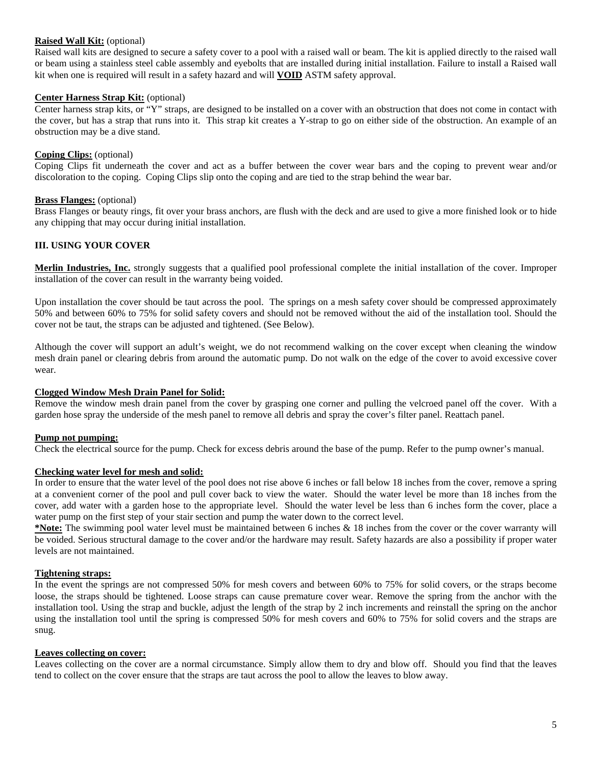**Raised Wall Kit:** (optional)
Raised wall kits are designed to secure a safety cover to a pool with a raised wall or beam. The kit is applied directly to the raised wall or beam using a stainless steel cable assembly and eyebolts that are installed during initial installation. Failure to install a Raised wall kit when one is required will result in a safety hazard and will **VOID** ASTM safety approval.

**Center Harness Strap Kit:** (optional)
Center harness strap kits, or "Y" straps, are designed to be installed on a cover with an obstruction that does not come in contact with the cover, but has a strap that runs into it. This strap kit creates a Y-strap to go on either side of the obstruction. An example of an obstruction may be a dive stand.

**Coping Clips:** (optional)
Coping Clips fit underneath the cover and act as a buffer between the cover wear bars and the coping to prevent wear and/or discoloration to the coping. Coping Clips slip onto the coping and are tied to the strap behind the wear bar.

**Brass Flanges:** (optional)
Brass Flanges or beauty rings, fit over your brass anchors, are flush with the deck and are used to give a more finished look or to hide any chipping that may occur during initial installation.

## III. USING YOUR COVER

**Merlin Industries, Inc.** strongly suggests that a qualified pool professional complete the initial installation of the cover. Improper installation of the cover can result in the warranty being voided.

Upon installation the cover should be taut across the pool. The springs on a mesh safety cover should be compressed approximately 50% and between 60% to 75% for solid safety covers and should not be removed without the aid of the installation tool. Should the cover not be taut, the straps can be adjusted and tightened. (See Below).

Although the cover will support an adult's weight, we do not recommend walking on the cover except when cleaning the window mesh drain panel or clearing debris from around the automatic pump. Do not walk on the edge of the cover to avoid excessive cover wear.

**Clogged Window Mesh Drain Panel for Solid:**
Remove the window mesh drain panel from the cover by grasping one corner and pulling the velcroed panel off the cover. With a garden hose spray the underside of the mesh panel to remove all debris and spray the cover's filter panel. Reattach panel.

**Pump not pumping:**
Check the electrical source for the pump. Check for excess debris around the base of the pump. Refer to the pump owner's manual.

**Checking water level for mesh and solid:**
In order to ensure that the water level of the pool does not rise above 6 inches or fall below 18 inches from the cover, remove a spring at a convenient corner of the pool and pull cover back to view the water. Should the water level be more than 18 inches from the cover, add water with a garden hose to the appropriate level. Should the water level be less than 6 inches form the cover, place a water pump on the first step of your stair section and pump the water down to the correct level.
***Note:** The swimming pool water level must be maintained between 6 inches & 18 inches from the cover or the cover warranty will be voided. Serious structural damage to the cover and/or the hardware may result. Safety hazards are also a possibility if proper water levels are not maintained.

**Tightening straps:**
In the event the springs are not compressed 50% for mesh covers and between 60% to 75% for solid covers, or the straps become loose, the straps should be tightened. Loose straps can cause premature cover wear. Remove the spring from the anchor with the installation tool. Using the strap and buckle, adjust the length of the strap by 2 inch increments and reinstall the spring on the anchor using the installation tool until the spring is compressed 50% for mesh covers and 60% to 75% for solid covers and the straps are snug.

**Leaves collecting on cover:**
Leaves collecting on the cover are a normal circumstance. Simply allow them to dry and blow off. Should you find that the leaves tend to collect on the cover ensure that the straps are taut across the pool to allow the leaves to blow away.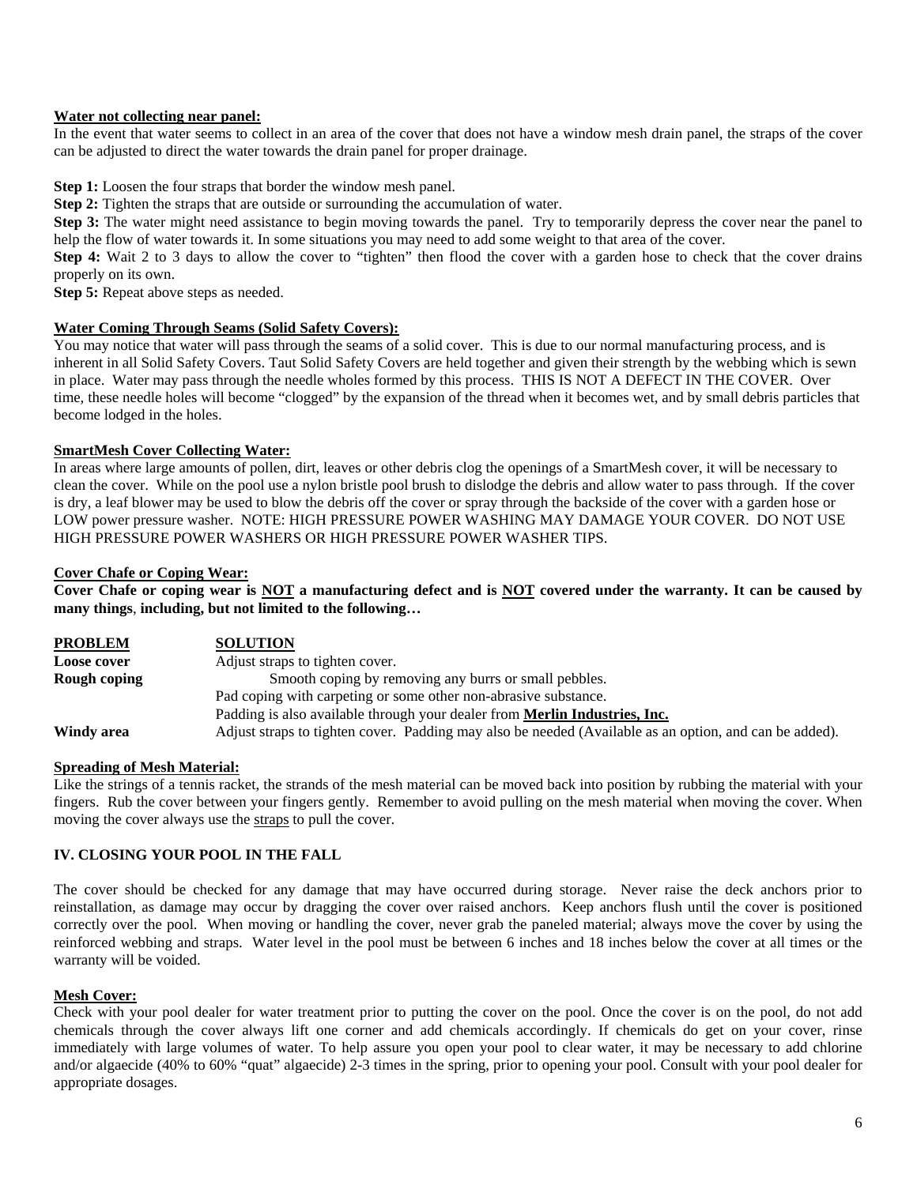**Water not collecting near panel:**

In the event that water seems to collect in an area of the cover that does not have a window mesh drain panel, the straps of the cover can be adjusted to direct the water towards the drain panel for proper drainage.

**Step 1:** Loosen the four straps that border the window mesh panel.

**Step 2:** Tighten the straps that are outside or surrounding the accumulation of water.

**Step 3:** The water might need assistance to begin moving towards the panel. Try to temporarily depress the cover near the panel to help the flow of water towards it. In some situations you may need to add some weight to that area of the cover.

**Step 4:** Wait 2 to 3 days to allow the cover to "tighten" then flood the cover with a garden hose to check that the cover drains properly on its own.

**Step 5:** Repeat above steps as needed.

**Water Coming Through Seams (Solid Safety Covers):**

You may notice that water will pass through the seams of a solid cover. This is due to our normal manufacturing process, and is inherent in all Solid Safety Covers. Taut Solid Safety Covers are held together and given their strength by the webbing which is sewn in place. Water may pass through the needle wholes formed by this process. THIS IS NOT A DEFECT IN THE COVER. Over time, these needle holes will become "clogged" by the expansion of the thread when it becomes wet, and by small debris particles that become lodged in the holes.

**SmartMesh Cover Collecting Water:**

In areas where large amounts of pollen, dirt, leaves or other debris clog the openings of a SmartMesh cover, it will be necessary to clean the cover. While on the pool use a nylon bristle pool brush to dislodge the debris and allow water to pass through. If the cover is dry, a leaf blower may be used to blow the debris off the cover or spray through the backside of the cover with a garden hose or LOW power pressure washer. NOTE: HIGH PRESSURE POWER WASHING MAY DAMAGE YOUR COVER. DO NOT USE HIGH PRESSURE POWER WASHERS OR HIGH PRESSURE POWER WASHER TIPS.

**Cover Chafe or Coping Wear:**

**Cover Chafe or coping wear is NOT a manufacturing defect and is NOT covered under the warranty. It can be caused by many things, including, but not limited to the following…**

| PROBLEM | SOLUTION |
|---|---|
| **Loose cover** | Adjust straps to tighten cover. |
| **Rough coping** | Smooth coping by removing any burrs or small pebbles. |
| | Pad coping with carpeting or some other non-abrasive substance. |
| | Padding is also available through your dealer from **Merlin Industries, Inc.** |
| **Windy area** | Adjust straps to tighten cover. Padding may also be needed (Available as an option, and can be added). |

**Spreading of Mesh Material:**

Like the strings of a tennis racket, the strands of the mesh material can be moved back into position by rubbing the material with your fingers. Rub the cover between your fingers gently. Remember to avoid pulling on the mesh material when moving the cover. When moving the cover always use the straps to pull the cover.

## IV. CLOSING YOUR POOL IN THE FALL

The cover should be checked for any damage that may have occurred during storage. Never raise the deck anchors prior to reinstallation, as damage may occur by dragging the cover over raised anchors. Keep anchors flush until the cover is positioned correctly over the pool. When moving or handling the cover, never grab the paneled material; always move the cover by using the reinforced webbing and straps. Water level in the pool must be between 6 inches and 18 inches below the cover at all times or the warranty will be voided.

**Mesh Cover:**

Check with your pool dealer for water treatment prior to putting the cover on the pool. Once the cover is on the pool, do not add chemicals through the cover always lift one corner and add chemicals accordingly. If chemicals do get on your cover, rinse immediately with large volumes of water. To help assure you open your pool to clear water, it may be necessary to add chlorine and/or algaecide (40% to 60% "quat" algaecide) 2-3 times in the spring, prior to opening your pool. Consult with your pool dealer for appropriate dosages.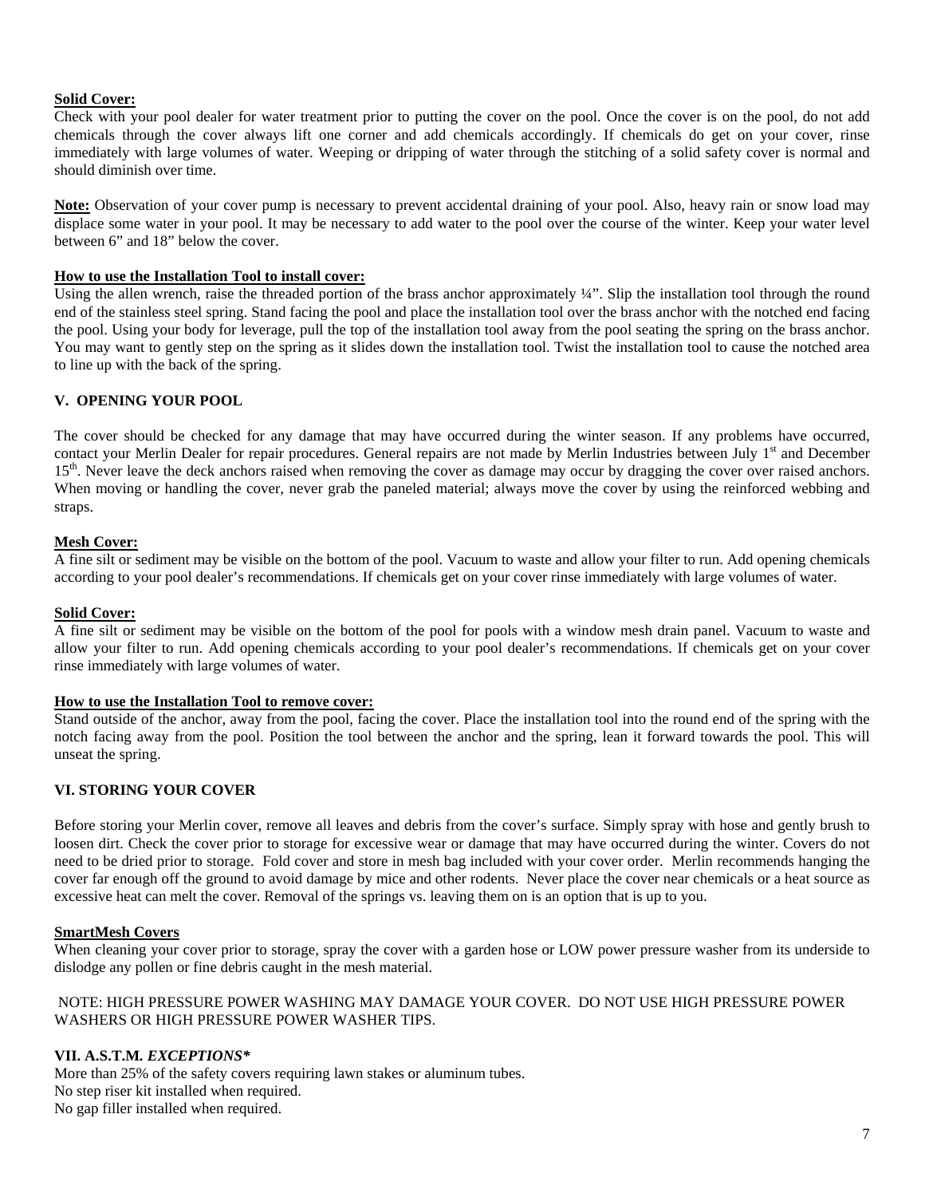**Solid Cover:**
Check with your pool dealer for water treatment prior to putting the cover on the pool. Once the cover is on the pool, do not add chemicals through the cover always lift one corner and add chemicals accordingly. If chemicals do get on your cover, rinse immediately with large volumes of water. Weeping or dripping of water through the stitching of a solid safety cover is normal and should diminish over time.

**Note:** Observation of your cover pump is necessary to prevent accidental draining of your pool. Also, heavy rain or snow load may displace some water in your pool. It may be necessary to add water to the pool over the course of the winter. Keep your water level between 6" and 18" below the cover.

**How to use the Installation Tool to install cover:**
Using the allen wrench, raise the threaded portion of the brass anchor approximately ¼". Slip the installation tool through the round end of the stainless steel spring. Stand facing the pool and place the installation tool over the brass anchor with the notched end facing the pool. Using your body for leverage, pull the top of the installation tool away from the pool seating the spring on the brass anchor. You may want to gently step on the spring as it slides down the installation tool. Twist the installation tool to cause the notched area to line up with the back of the spring.

## V. OPENING YOUR POOL

The cover should be checked for any damage that may have occurred during the winter season. If any problems have occurred, contact your Merlin Dealer for repair procedures. General repairs are not made by Merlin Industries between July 1st and December 15th. Never leave the deck anchors raised when removing the cover as damage may occur by dragging the cover over raised anchors. When moving or handling the cover, never grab the paneled material; always move the cover by using the reinforced webbing and straps.

**Mesh Cover:**
A fine silt or sediment may be visible on the bottom of the pool. Vacuum to waste and allow your filter to run. Add opening chemicals according to your pool dealer's recommendations. If chemicals get on your cover rinse immediately with large volumes of water.

**Solid Cover:**
A fine silt or sediment may be visible on the bottom of the pool for pools with a window mesh drain panel. Vacuum to waste and allow your filter to run. Add opening chemicals according to your pool dealer's recommendations. If chemicals get on your cover rinse immediately with large volumes of water.

**How to use the Installation Tool to remove cover:**
Stand outside of the anchor, away from the pool, facing the cover. Place the installation tool into the round end of the spring with the notch facing away from the pool. Position the tool between the anchor and the spring, lean it forward towards the pool. This will unseat the spring.

## VI. STORING YOUR COVER

Before storing your Merlin cover, remove all leaves and debris from the cover's surface. Simply spray with hose and gently brush to loosen dirt. Check the cover prior to storage for excessive wear or damage that may have occurred during the winter. Covers do not need to be dried prior to storage. Fold cover and store in mesh bag included with your cover order. Merlin recommends hanging the cover far enough off the ground to avoid damage by mice and other rodents. Never place the cover near chemicals or a heat source as excessive heat can melt the cover. Removal of the springs vs. leaving them on is an option that is up to you.

**SmartMesh Covers**
When cleaning your cover prior to storage, spray the cover with a garden hose or LOW power pressure washer from its underside to dislodge any pollen or fine debris caught in the mesh material.

NOTE: HIGH PRESSURE POWER WASHING MAY DAMAGE YOUR COVER. DO NOT USE HIGH PRESSURE POWER WASHERS OR HIGH PRESSURE POWER WASHER TIPS.

## VII. A.S.T.M. *EXCEPTIONS**

More than 25% of the safety covers requiring lawn stakes or aluminum tubes.
No step riser kit installed when required.
No gap filler installed when required.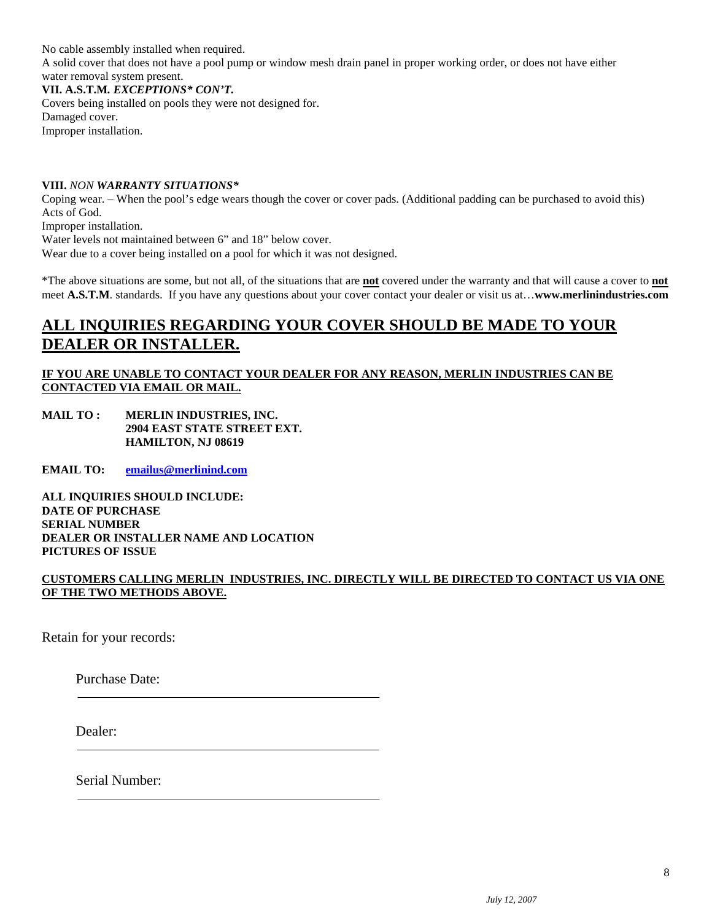No cable assembly installed when required.
A solid cover that does not have a pool pump or window mesh drain panel in proper working order, or does not have either water removal system present.

**VII. A.S.T.M.** ***EXCEPTIONS* CON'T.***

Covers being installed on pools they were not designed for.
Damaged cover.
Improper installation.

**VIII.** *NON* ***WARRANTY SITUATIONS****

Coping wear. – When the pool's edge wears though the cover or cover pads. (Additional padding can be purchased to avoid this)
Acts of God.
Improper installation.
Water levels not maintained between 6" and 18" below cover.
Wear due to a cover being installed on a pool for which it was not designed.

*The above situations are some, but not all, of the situations that are **not** covered under the warranty and that will cause a cover to **not** meet **A.S.T.M**. standards. If you have any questions about your cover contact your dealer or visit us at…**www.merlinindustries.com**

## ALL INQUIRIES REGARDING YOUR COVER SHOULD BE MADE TO YOUR DEALER OR INSTALLER.

**IF YOU ARE UNABLE TO CONTACT YOUR DEALER FOR ANY REASON, MERLIN INDUSTRIES CAN BE CONTACTED VIA EMAIL OR MAIL.**

**MAIL TO :** **MERLIN INDUSTRIES, INC.**
**2904 EAST STATE STREET EXT.**
**HAMILTON, NJ 08619**

**EMAIL TO:** **emailus@merlinind.com**

**ALL INQUIRIES SHOULD INCLUDE:**
**DATE OF PURCHASE**
**SERIAL NUMBER**
**DEALER OR INSTALLER NAME AND LOCATION**
**PICTURES OF ISSUE**

**CUSTOMERS CALLING MERLIN INDUSTRIES, INC. DIRECTLY WILL BE DIRECTED TO CONTACT US VIA ONE OF THE TWO METHODS ABOVE.**

Retain for your records:

Purchase Date: ______________________________

Dealer: ______________________________

Serial Number: ______________________________